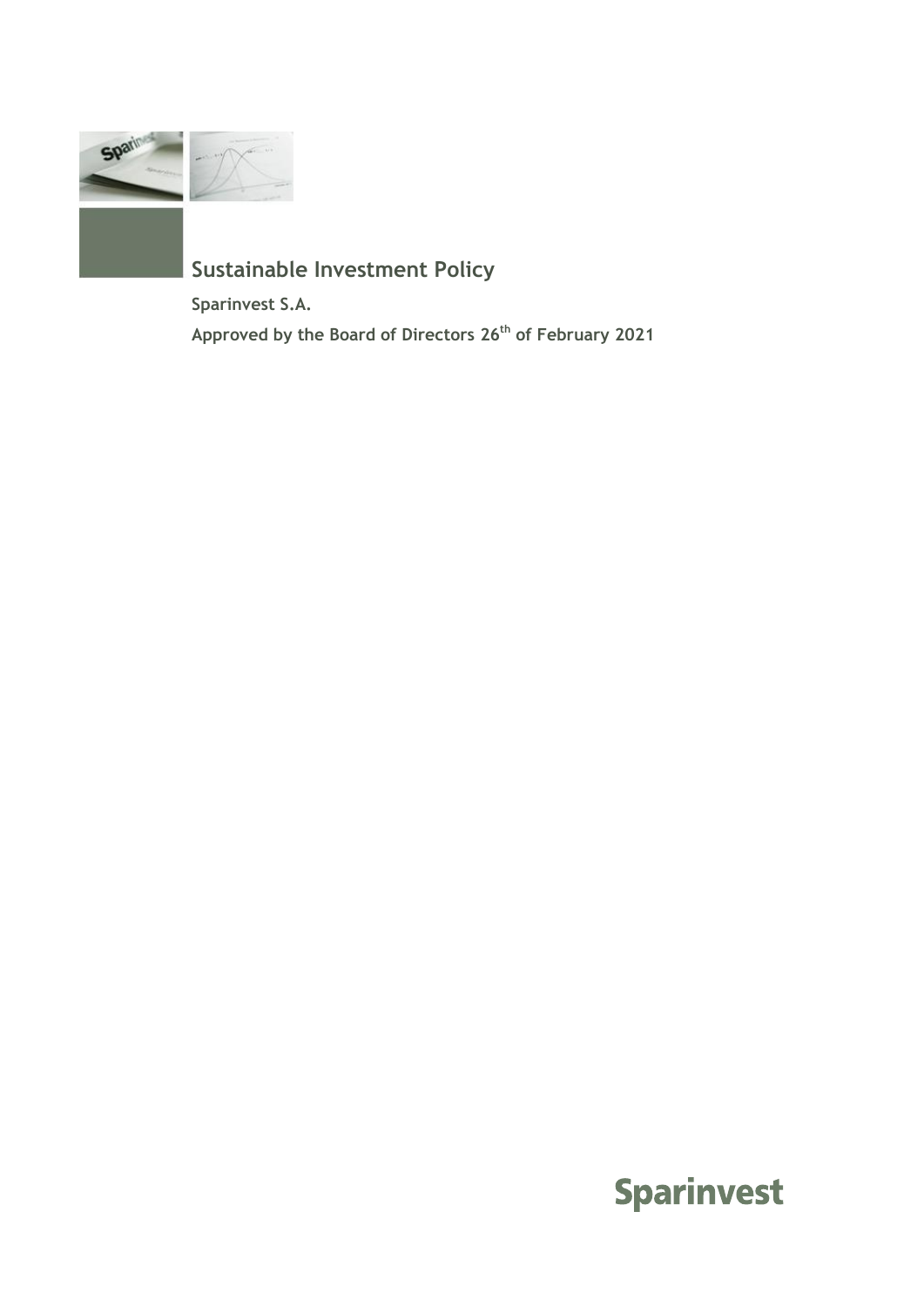# Sustainable Investment Policy

**Sparinvest S.A.**

**Approved by the Board of Directors 26th of February 2021**

Sparinvest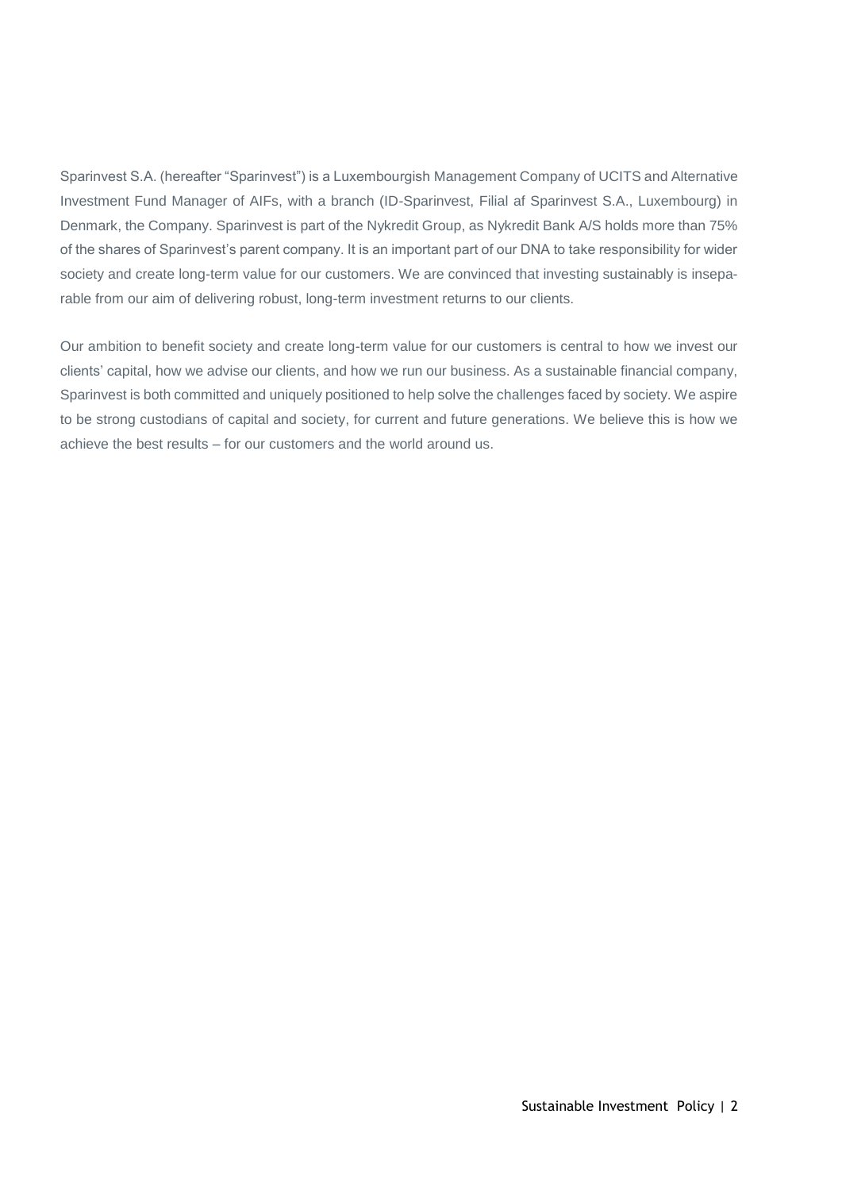Sparinvest S.A. (hereafter "Sparinvest") is a Luxembourgish Management Company of UCITS and Alternative Investment Fund Manager of AIFs, with a branch (ID-Sparinvest, Filial af Sparinvest S.A., Luxembourg) in Denmark, the Company. Sparinvest is part of the Nykredit Group, as Nykredit Bank A/S holds more than 75% of the shares of Sparinvest's parent company. It is an important part of our DNA to take responsibility for wider society and create long-term value for our customers. We are convinced that investing sustainably is inseparable from our aim of delivering robust, long-term investment returns to our clients.

Our ambition to benefit society and create long-term value for our customers is central to how we invest our clients' capital, how we advise our clients, and how we run our business. As a sustainable financial company, Sparinvest is both committed and uniquely positioned to help solve the challenges faced by society. We aspire to be strong custodians of capital and society, for current and future generations. We believe this is how we achieve the best results – for our customers and the world around us.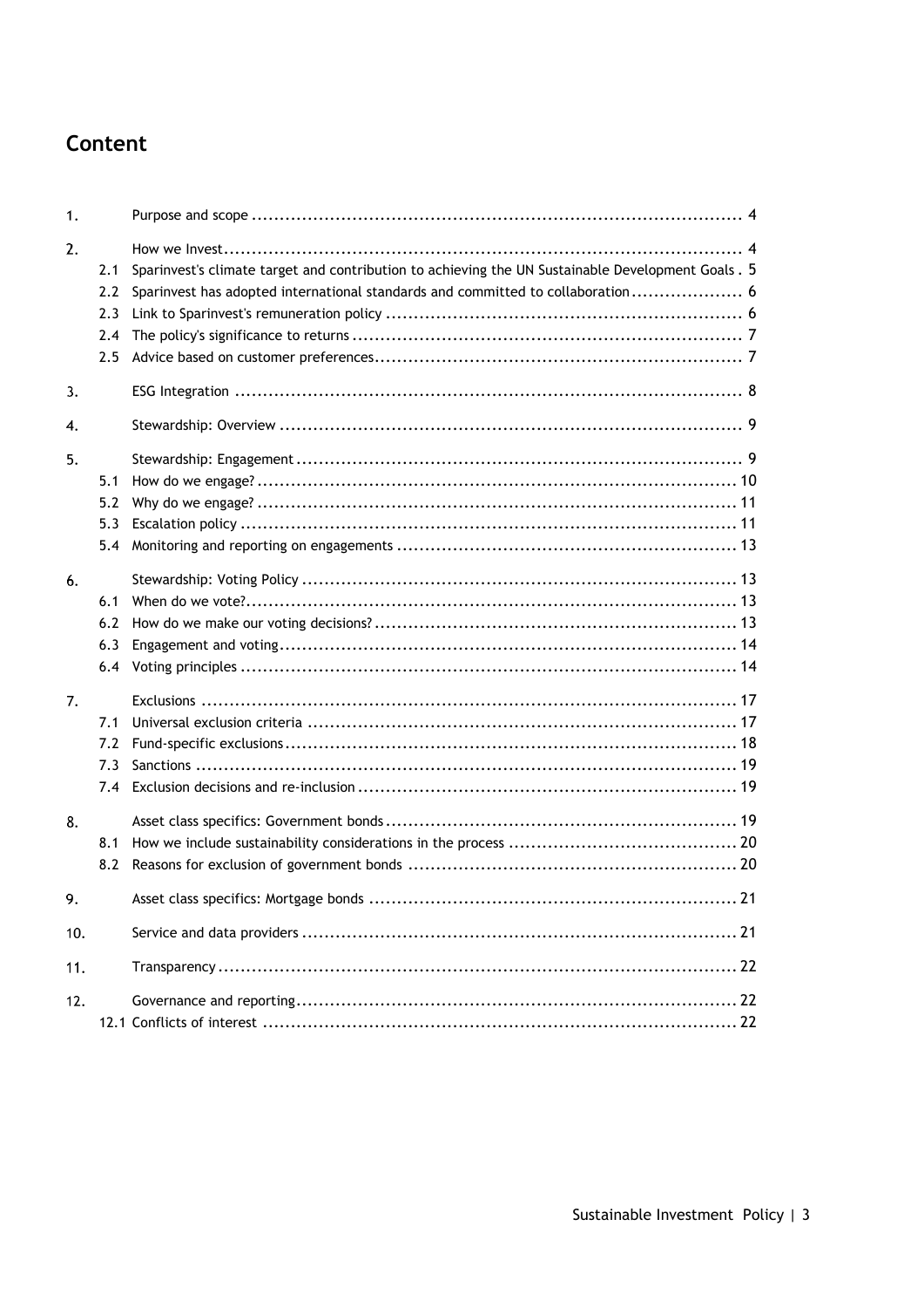# Content

1. Purpose and scope ... 4
2. How we Invest ... 4
   - 2.1 Sparinvest's climate target and contribution to achieving the UN Sustainable Development Goals . 5
   - 2.2 Sparinvest has adopted international standards and committed to collaboration ... 6
   - 2.3 Link to Sparinvest's remuneration policy ... 6
   - 2.4 The policy's significance to returns ... 7
   - 2.5 Advice based on customer preferences ... 7
3. ESG Integration ... 8
4. Stewardship: Overview ... 9
5. Stewardship: Engagement ... 9
   - 5.1 How do we engage? ... 10
   - 5.2 Why do we engage? ... 11
   - 5.3 Escalation policy ... 11
   - 5.4 Monitoring and reporting on engagements ... 13
6. Stewardship: Voting Policy ... 13
   - 6.1 When do we vote? ... 13
   - 6.2 How do we make our voting decisions? ... 13
   - 6.3 Engagement and voting ... 14
   - 6.4 Voting principles ... 14
7. Exclusions ... 17
   - 7.1 Universal exclusion criteria ... 17
   - 7.2 Fund-specific exclusions ... 18
   - 7.3 Sanctions ... 19
   - 7.4 Exclusion decisions and re-inclusion ... 19
8. Asset class specifics: Government bonds ... 19
   - 8.1 How we include sustainability considerations in the process ... 20
   - 8.2 Reasons for exclusion of government bonds ... 20
9. Asset class specifics: Mortgage bonds ... 21
10. Service and data providers ... 21
11. Transparency ... 22
12. Governance and reporting ... 22
    - 12.1 Conflicts of interest ... 22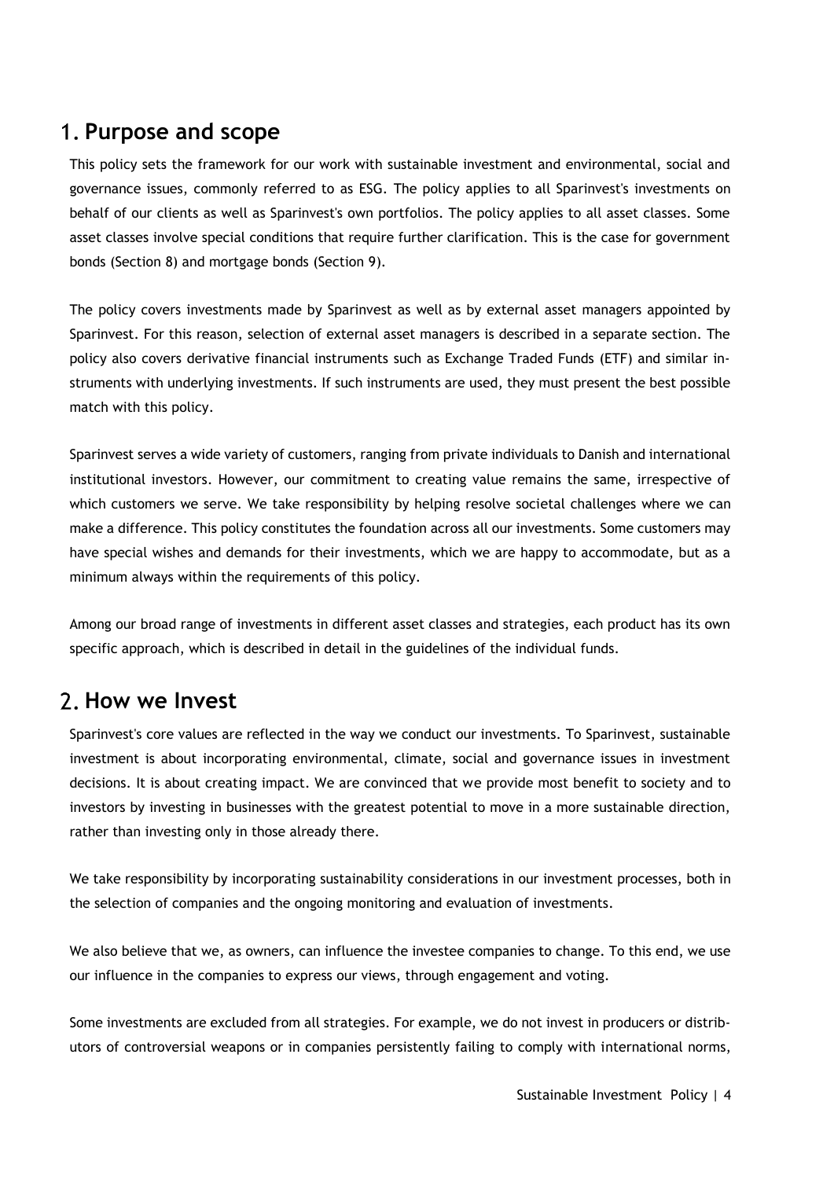# 1. Purpose and scope

This policy sets the framework for our work with sustainable investment and environmental, social and governance issues, commonly referred to as ESG. The policy applies to all Sparinvest's investments on behalf of our clients as well as Sparinvest's own portfolios. The policy applies to all asset classes. Some asset classes involve special conditions that require further clarification. This is the case for government bonds (Section 8) and mortgage bonds (Section 9).

The policy covers investments made by Sparinvest as well as by external asset managers appointed by Sparinvest. For this reason, selection of external asset managers is described in a separate section. The policy also covers derivative financial instruments such as Exchange Traded Funds (ETF) and similar instruments with underlying investments. If such instruments are used, they must present the best possible match with this policy.

Sparinvest serves a wide variety of customers, ranging from private individuals to Danish and international institutional investors. However, our commitment to creating value remains the same, irrespective of which customers we serve. We take responsibility by helping resolve societal challenges where we can make a difference. This policy constitutes the foundation across all our investments. Some customers may have special wishes and demands for their investments, which we are happy to accommodate, but as a minimum always within the requirements of this policy.

Among our broad range of investments in different asset classes and strategies, each product has its own specific approach, which is described in detail in the guidelines of the individual funds.

# 2. How we Invest

Sparinvest's core values are reflected in the way we conduct our investments. To Sparinvest, sustainable investment is about incorporating environmental, climate, social and governance issues in investment decisions. It is about creating impact. We are convinced that we provide most benefit to society and to investors by investing in businesses with the greatest potential to move in a more sustainable direction, rather than investing only in those already there.

We take responsibility by incorporating sustainability considerations in our investment processes, both in the selection of companies and the ongoing monitoring and evaluation of investments.

We also believe that we, as owners, can influence the investee companies to change. To this end, we use our influence in the companies to express our views, through engagement and voting.

Some investments are excluded from all strategies. For example, we do not invest in producers or distributors of controversial weapons or in companies persistently failing to comply with international norms,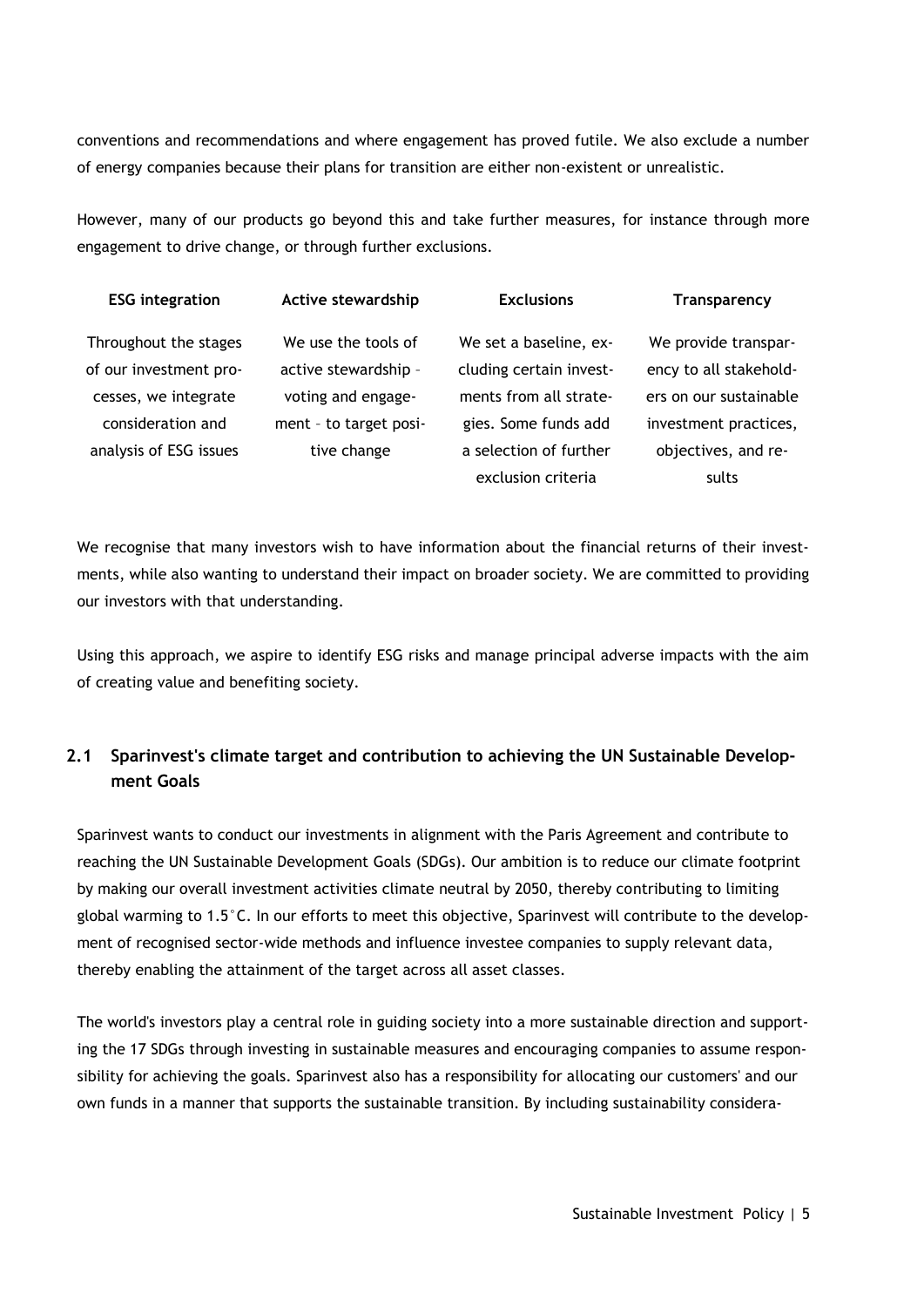conventions and recommendations and where engagement has proved futile. We also exclude a number of energy companies because their plans for transition are either non-existent or unrealistic.

However, many of our products go beyond this and take further measures, for instance through more engagement to drive change, or through further exclusions.

| ESG integration | Active stewardship | Exclusions | Transparency |
| --- | --- | --- | --- |
| Throughout the stages of our investment processes, we integrate consideration and analysis of ESG issues | We use the tools of active stewardship – voting and engagement – to target positive change | We set a baseline, excluding certain investments from all strategies. Some funds add a selection of further exclusion criteria | We provide transparency to all stakeholders on our sustainable investment practices, objectives, and results |

We recognise that many investors wish to have information about the financial returns of their investments, while also wanting to understand their impact on broader society. We are committed to providing our investors with that understanding.

Using this approach, we aspire to identify ESG risks and manage principal adverse impacts with the aim of creating value and benefiting society.

## 2.1 Sparinvest's climate target and contribution to achieving the UN Sustainable Development Goals

Sparinvest wants to conduct our investments in alignment with the Paris Agreement and contribute to reaching the UN Sustainable Development Goals (SDGs). Our ambition is to reduce our climate footprint by making our overall investment activities climate neutral by 2050, thereby contributing to limiting global warming to 1.5°C. In our efforts to meet this objective, Sparinvest will contribute to the development of recognised sector-wide methods and influence investee companies to supply relevant data, thereby enabling the attainment of the target across all asset classes.

The world's investors play a central role in guiding society into a more sustainable direction and supporting the 17 SDGs through investing in sustainable measures and encouraging companies to assume responsibility for achieving the goals. Sparinvest also has a responsibility for allocating our customers' and our own funds in a manner that supports the sustainable transition. By including sustainability considera-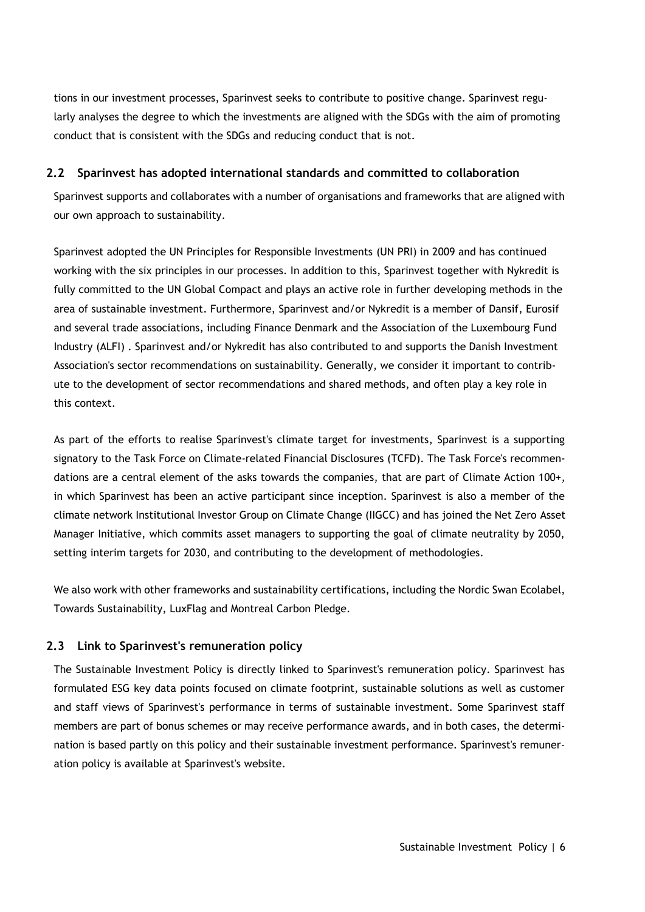tions in our investment processes, Sparinvest seeks to contribute to positive change. Sparinvest regularly analyses the degree to which the investments are aligned with the SDGs with the aim of promoting conduct that is consistent with the SDGs and reducing conduct that is not.

## 2.2 Sparinvest has adopted international standards and committed to collaboration

Sparinvest supports and collaborates with a number of organisations and frameworks that are aligned with our own approach to sustainability.

Sparinvest adopted the UN Principles for Responsible Investments (UN PRI) in 2009 and has continued working with the six principles in our processes. In addition to this, Sparinvest together with Nykredit is fully committed to the UN Global Compact and plays an active role in further developing methods in the area of sustainable investment. Furthermore, Sparinvest and/or Nykredit is a member of Dansif, Eurosif and several trade associations, including Finance Denmark and the Association of the Luxembourg Fund Industry (ALFI) . Sparinvest and/or Nykredit has also contributed to and supports the Danish Investment Association's sector recommendations on sustainability. Generally, we consider it important to contribute to the development of sector recommendations and shared methods, and often play a key role in this context.

As part of the efforts to realise Sparinvest's climate target for investments, Sparinvest is a supporting signatory to the Task Force on Climate-related Financial Disclosures (TCFD). The Task Force's recommendations are a central element of the asks towards the companies, that are part of Climate Action 100+, in which Sparinvest has been an active participant since inception. Sparinvest is also a member of the climate network Institutional Investor Group on Climate Change (IIGCC) and has joined the Net Zero Asset Manager Initiative, which commits asset managers to supporting the goal of climate neutrality by 2050, setting interim targets for 2030, and contributing to the development of methodologies.

We also work with other frameworks and sustainability certifications, including the Nordic Swan Ecolabel, Towards Sustainability, LuxFlag and Montreal Carbon Pledge.

## 2.3 Link to Sparinvest's remuneration policy

The Sustainable Investment Policy is directly linked to Sparinvest's remuneration policy. Sparinvest has formulated ESG key data points focused on climate footprint, sustainable solutions as well as customer and staff views of Sparinvest's performance in terms of sustainable investment. Some Sparinvest staff members are part of bonus schemes or may receive performance awards, and in both cases, the determination is based partly on this policy and their sustainable investment performance. Sparinvest's remuneration policy is available at Sparinvest's website.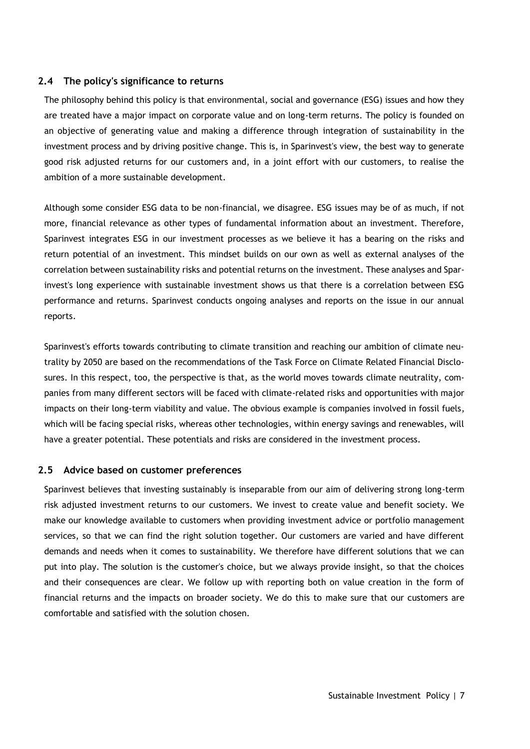### 2.4 The policy's significance to returns

The philosophy behind this policy is that environmental, social and governance (ESG) issues and how they are treated have a major impact on corporate value and on long-term returns. The policy is founded on an objective of generating value and making a difference through integration of sustainability in the investment process and by driving positive change. This is, in Sparinvest's view, the best way to generate good risk adjusted returns for our customers and, in a joint effort with our customers, to realise the ambition of a more sustainable development.

Although some consider ESG data to be non-financial, we disagree. ESG issues may be of as much, if not more, financial relevance as other types of fundamental information about an investment. Therefore, Sparinvest integrates ESG in our investment processes as we believe it has a bearing on the risks and return potential of an investment. This mindset builds on our own as well as external analyses of the correlation between sustainability risks and potential returns on the investment. These analyses and Sparinvest's long experience with sustainable investment shows us that there is a correlation between ESG performance and returns. Sparinvest conducts ongoing analyses and reports on the issue in our annual reports.

Sparinvest's efforts towards contributing to climate transition and reaching our ambition of climate neutrality by 2050 are based on the recommendations of the Task Force on Climate Related Financial Disclosures. In this respect, too, the perspective is that, as the world moves towards climate neutrality, companies from many different sectors will be faced with climate-related risks and opportunities with major impacts on their long-term viability and value. The obvious example is companies involved in fossil fuels, which will be facing special risks, whereas other technologies, within energy savings and renewables, will have a greater potential. These potentials and risks are considered in the investment process.

### 2.5 Advice based on customer preferences

Sparinvest believes that investing sustainably is inseparable from our aim of delivering strong long-term risk adjusted investment returns to our customers. We invest to create value and benefit society. We make our knowledge available to customers when providing investment advice or portfolio management services, so that we can find the right solution together. Our customers are varied and have different demands and needs when it comes to sustainability. We therefore have different solutions that we can put into play. The solution is the customer's choice, but we always provide insight, so that the choices and their consequences are clear. We follow up with reporting both on value creation in the form of financial returns and the impacts on broader society. We do this to make sure that our customers are comfortable and satisfied with the solution chosen.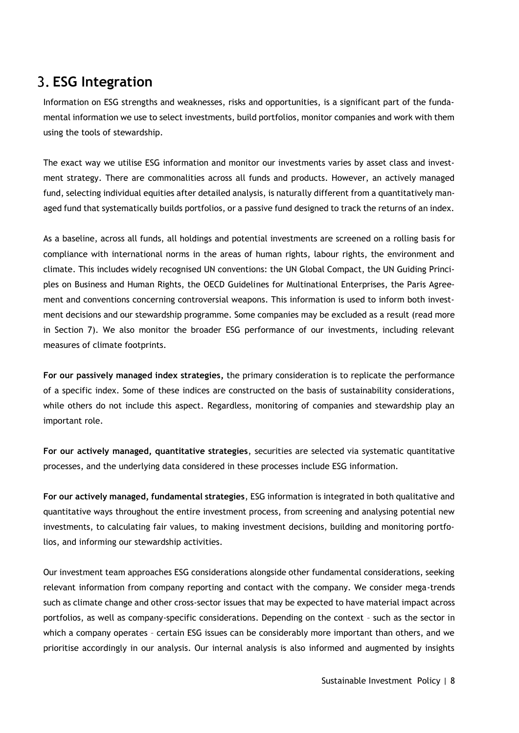# 3. ESG Integration

Information on ESG strengths and weaknesses, risks and opportunities, is a significant part of the fundamental information we use to select investments, build portfolios, monitor companies and work with them using the tools of stewardship.

The exact way we utilise ESG information and monitor our investments varies by asset class and investment strategy. There are commonalities across all funds and products. However, an actively managed fund, selecting individual equities after detailed analysis, is naturally different from a quantitatively managed fund that systematically builds portfolios, or a passive fund designed to track the returns of an index.

As a baseline, across all funds, all holdings and potential investments are screened on a rolling basis for compliance with international norms in the areas of human rights, labour rights, the environment and climate. This includes widely recognised UN conventions: the UN Global Compact, the UN Guiding Principles on Business and Human Rights, the OECD Guidelines for Multinational Enterprises, the Paris Agreement and conventions concerning controversial weapons. This information is used to inform both investment decisions and our stewardship programme. Some companies may be excluded as a result (read more in Section 7). We also monitor the broader ESG performance of our investments, including relevant measures of climate footprints.

**For our passively managed index strategies,** the primary consideration is to replicate the performance of a specific index. Some of these indices are constructed on the basis of sustainability considerations, while others do not include this aspect. Regardless, monitoring of companies and stewardship play an important role.

**For our actively managed, quantitative strategies**, securities are selected via systematic quantitative processes, and the underlying data considered in these processes include ESG information.

**For our actively managed, fundamental strategies**, ESG information is integrated in both qualitative and quantitative ways throughout the entire investment process, from screening and analysing potential new investments, to calculating fair values, to making investment decisions, building and monitoring portfolios, and informing our stewardship activities.

Our investment team approaches ESG considerations alongside other fundamental considerations, seeking relevant information from company reporting and contact with the company. We consider mega-trends such as climate change and other cross-sector issues that may be expected to have material impact across portfolios, as well as company-specific considerations. Depending on the context – such as the sector in which a company operates – certain ESG issues can be considerably more important than others, and we prioritise accordingly in our analysis. Our internal analysis is also informed and augmented by insights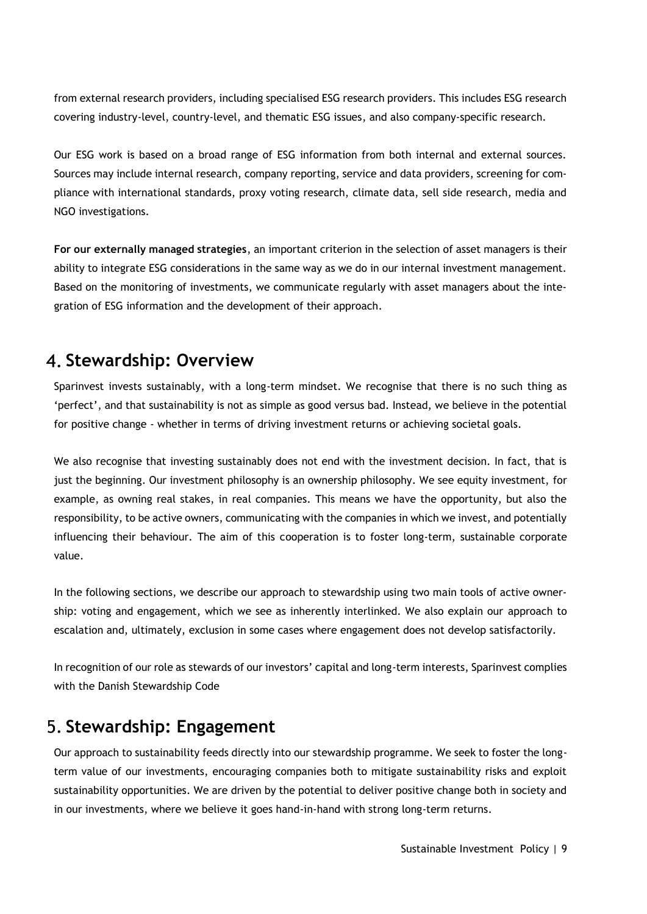from external research providers, including specialised ESG research providers. This includes ESG research covering industry-level, country-level, and thematic ESG issues, and also company-specific research.

Our ESG work is based on a broad range of ESG information from both internal and external sources. Sources may include internal research, company reporting, service and data providers, screening for compliance with international standards, proxy voting research, climate data, sell side research, media and NGO investigations.

**For our externally managed strategies**, an important criterion in the selection of asset managers is their ability to integrate ESG considerations in the same way as we do in our internal investment management. Based on the monitoring of investments, we communicate regularly with asset managers about the integration of ESG information and the development of their approach.

## 4. Stewardship: Overview

Sparinvest invests sustainably, with a long-term mindset. We recognise that there is no such thing as 'perfect', and that sustainability is not as simple as good versus bad. Instead, we believe in the potential for positive change - whether in terms of driving investment returns or achieving societal goals.

We also recognise that investing sustainably does not end with the investment decision. In fact, that is just the beginning. Our investment philosophy is an ownership philosophy. We see equity investment, for example, as owning real stakes, in real companies. This means we have the opportunity, but also the responsibility, to be active owners, communicating with the companies in which we invest, and potentially influencing their behaviour. The aim of this cooperation is to foster long-term, sustainable corporate value.

In the following sections, we describe our approach to stewardship using two main tools of active ownership: voting and engagement, which we see as inherently interlinked. We also explain our approach to escalation and, ultimately, exclusion in some cases where engagement does not develop satisfactorily.

In recognition of our role as stewards of our investors' capital and long-term interests, Sparinvest complies with the Danish Stewardship Code

## 5. Stewardship: Engagement

Our approach to sustainability feeds directly into our stewardship programme. We seek to foster the long-term value of our investments, encouraging companies both to mitigate sustainability risks and exploit sustainability opportunities. We are driven by the potential to deliver positive change both in society and in our investments, where we believe it goes hand-in-hand with strong long-term returns.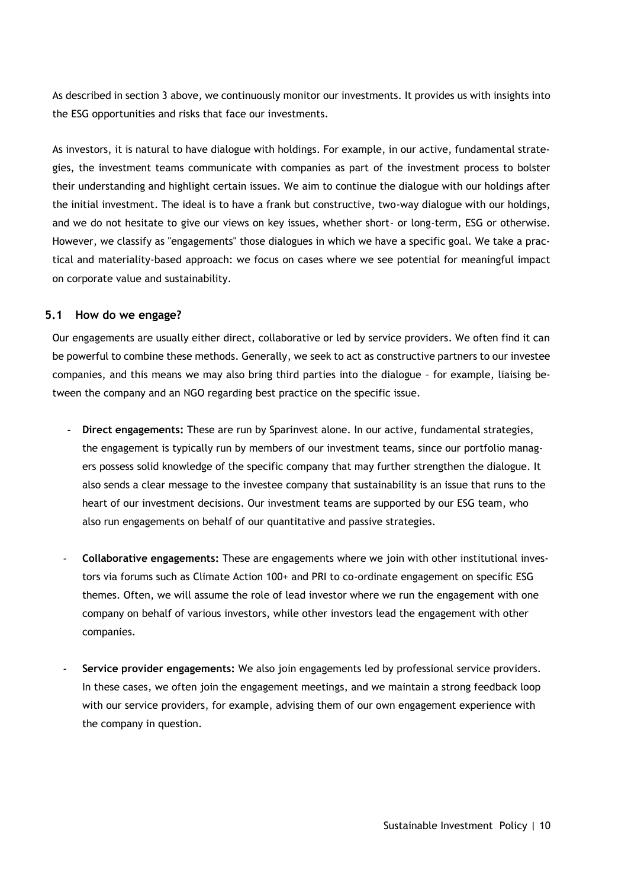As described in section 3 above, we continuously monitor our investments. It provides us with insights into the ESG opportunities and risks that face our investments.

As investors, it is natural to have dialogue with holdings. For example, in our active, fundamental strategies, the investment teams communicate with companies as part of the investment process to bolster their understanding and highlight certain issues. We aim to continue the dialogue with our holdings after the initial investment. The ideal is to have a frank but constructive, two-way dialogue with our holdings, and we do not hesitate to give our views on key issues, whether short- or long-term, ESG or otherwise. However, we classify as "engagements" those dialogues in which we have a specific goal. We take a practical and materiality-based approach: we focus on cases where we see potential for meaningful impact on corporate value and sustainability.

## 5.1 How do we engage?

Our engagements are usually either direct, collaborative or led by service providers. We often find it can be powerful to combine these methods. Generally, we seek to act as constructive partners to our investee companies, and this means we may also bring third parties into the dialogue – for example, liaising between the company and an NGO regarding best practice on the specific issue.

- **Direct engagements:** These are run by Sparinvest alone. In our active, fundamental strategies, the engagement is typically run by members of our investment teams, since our portfolio managers possess solid knowledge of the specific company that may further strengthen the dialogue. It also sends a clear message to the investee company that sustainability is an issue that runs to the heart of our investment decisions. Our investment teams are supported by our ESG team, who also run engagements on behalf of our quantitative and passive strategies.

- **Collaborative engagements:** These are engagements where we join with other institutional investors via forums such as Climate Action 100+ and PRI to co-ordinate engagement on specific ESG themes. Often, we will assume the role of lead investor where we run the engagement with one company on behalf of various investors, while other investors lead the engagement with other companies.

- **Service provider engagements:** We also join engagements led by professional service providers. In these cases, we often join the engagement meetings, and we maintain a strong feedback loop with our service providers, for example, advising them of our own engagement experience with the company in question.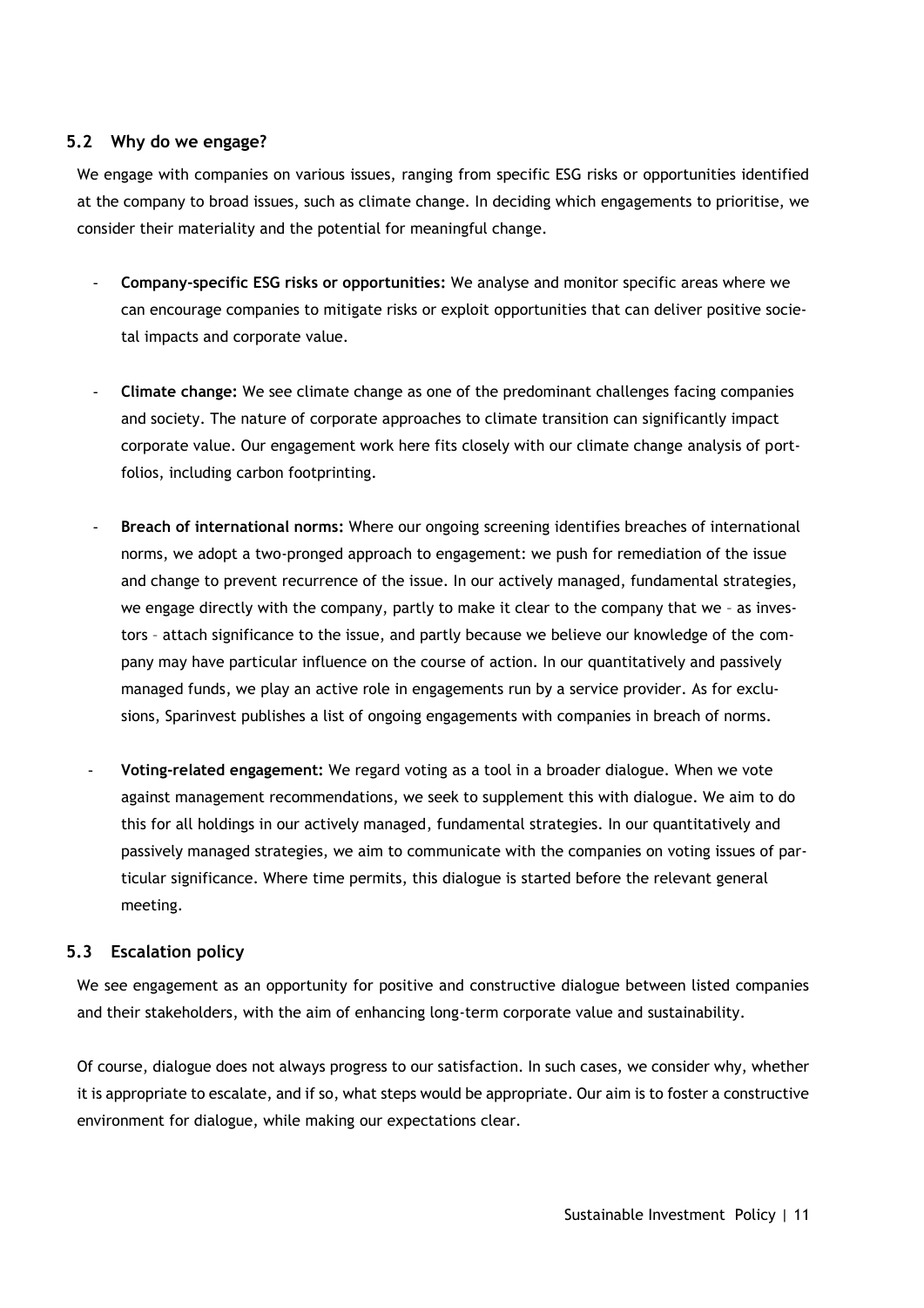## 5.2 Why do we engage?

We engage with companies on various issues, ranging from specific ESG risks or opportunities identified at the company to broad issues, such as climate change. In deciding which engagements to prioritise, we consider their materiality and the potential for meaningful change.

- **Company-specific ESG risks or opportunities:** We analyse and monitor specific areas where we can encourage companies to mitigate risks or exploit opportunities that can deliver positive societal impacts and corporate value.

- **Climate change:** We see climate change as one of the predominant challenges facing companies and society. The nature of corporate approaches to climate transition can significantly impact corporate value. Our engagement work here fits closely with our climate change analysis of portfolios, including carbon footprinting.

- **Breach of international norms:** Where our ongoing screening identifies breaches of international norms, we adopt a two-pronged approach to engagement: we push for remediation of the issue and change to prevent recurrence of the issue. In our actively managed, fundamental strategies, we engage directly with the company, partly to make it clear to the company that we – as investors – attach significance to the issue, and partly because we believe our knowledge of the company may have particular influence on the course of action. In our quantitatively and passively managed funds, we play an active role in engagements run by a service provider. As for exclusions, Sparinvest publishes a list of ongoing engagements with companies in breach of norms.

- **Voting-related engagement:** We regard voting as a tool in a broader dialogue. When we vote against management recommendations, we seek to supplement this with dialogue. We aim to do this for all holdings in our actively managed, fundamental strategies. In our quantitatively and passively managed strategies, we aim to communicate with the companies on voting issues of particular significance. Where time permits, this dialogue is started before the relevant general meeting.

## 5.3 Escalation policy

We see engagement as an opportunity for positive and constructive dialogue between listed companies and their stakeholders, with the aim of enhancing long-term corporate value and sustainability.

Of course, dialogue does not always progress to our satisfaction. In such cases, we consider why, whether it is appropriate to escalate, and if so, what steps would be appropriate. Our aim is to foster a constructive environment for dialogue, while making our expectations clear.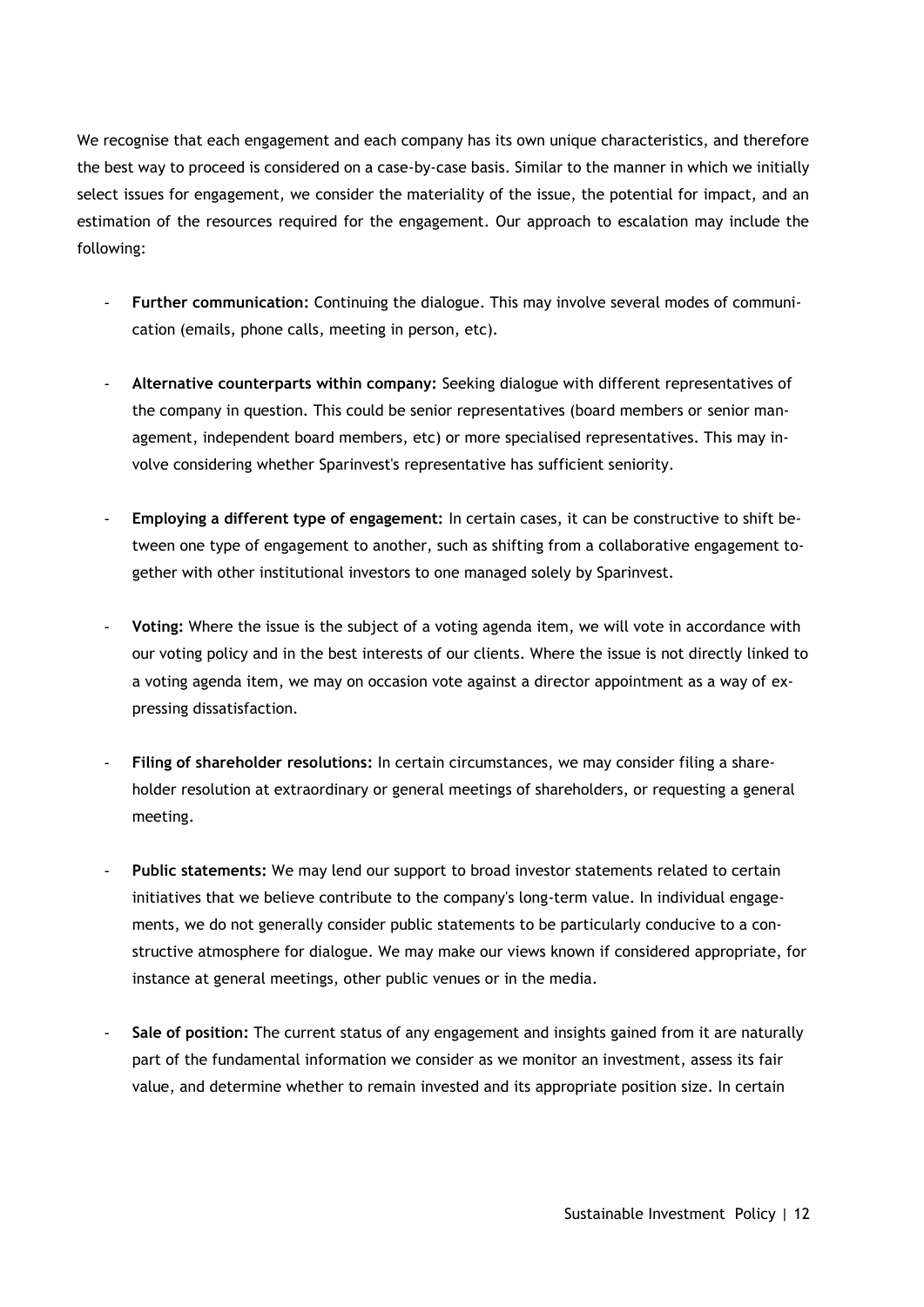We recognise that each engagement and each company has its own unique characteristics, and therefore the best way to proceed is considered on a case-by-case basis. Similar to the manner in which we initially select issues for engagement, we consider the materiality of the issue, the potential for impact, and an estimation of the resources required for the engagement. Our approach to escalation may include the following:

- **Further communication:** Continuing the dialogue. This may involve several modes of communication (emails, phone calls, meeting in person, etc).
- **Alternative counterparts within company:** Seeking dialogue with different representatives of the company in question. This could be senior representatives (board members or senior management, independent board members, etc) or more specialised representatives. This may involve considering whether Sparinvest's representative has sufficient seniority.
- **Employing a different type of engagement:** In certain cases, it can be constructive to shift between one type of engagement to another, such as shifting from a collaborative engagement together with other institutional investors to one managed solely by Sparinvest.
- **Voting:** Where the issue is the subject of a voting agenda item, we will vote in accordance with our voting policy and in the best interests of our clients. Where the issue is not directly linked to a voting agenda item, we may on occasion vote against a director appointment as a way of expressing dissatisfaction.
- **Filing of shareholder resolutions:** In certain circumstances, we may consider filing a shareholder resolution at extraordinary or general meetings of shareholders, or requesting a general meeting.
- **Public statements:** We may lend our support to broad investor statements related to certain initiatives that we believe contribute to the company's long-term value. In individual engagements, we do not generally consider public statements to be particularly conducive to a constructive atmosphere for dialogue. We may make our views known if considered appropriate, for instance at general meetings, other public venues or in the media.
- **Sale of position:** The current status of any engagement and insights gained from it are naturally part of the fundamental information we consider as we monitor an investment, assess its fair value, and determine whether to remain invested and its appropriate position size. In certain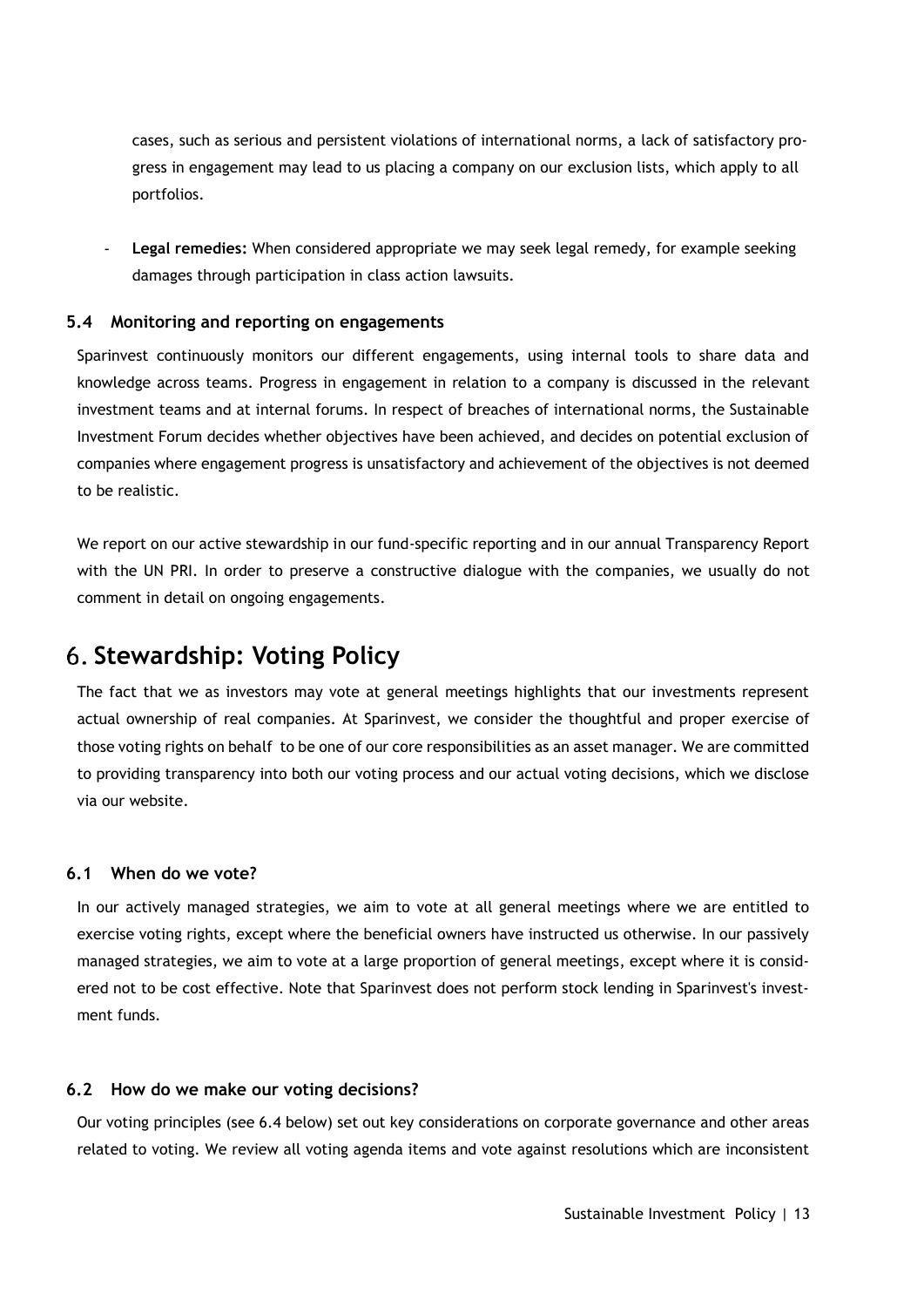cases, such as serious and persistent violations of international norms, a lack of satisfactory progress in engagement may lead to us placing a company on our exclusion lists, which apply to all portfolios.

- **Legal remedies:** When considered appropriate we may seek legal remedy, for example seeking damages through participation in class action lawsuits.

### 5.4 Monitoring and reporting on engagements

Sparinvest continuously monitors our different engagements, using internal tools to share data and knowledge across teams. Progress in engagement in relation to a company is discussed in the relevant investment teams and at internal forums. In respect of breaches of international norms, the Sustainable Investment Forum decides whether objectives have been achieved, and decides on potential exclusion of companies where engagement progress is unsatisfactory and achievement of the objectives is not deemed to be realistic.

We report on our active stewardship in our fund-specific reporting and in our annual Transparency Report with the UN PRI. In order to preserve a constructive dialogue with the companies, we usually do not comment in detail on ongoing engagements.

## 6. Stewardship: Voting Policy

The fact that we as investors may vote at general meetings highlights that our investments represent actual ownership of real companies. At Sparinvest, we consider the thoughtful and proper exercise of those voting rights on behalf  to be one of our core responsibilities as an asset manager. We are committed to providing transparency into both our voting process and our actual voting decisions, which we disclose via our website.

### 6.1 When do we vote?

In our actively managed strategies, we aim to vote at all general meetings where we are entitled to exercise voting rights, except where the beneficial owners have instructed us otherwise. In our passively managed strategies, we aim to vote at a large proportion of general meetings, except where it is considered not to be cost effective. Note that Sparinvest does not perform stock lending in Sparinvest's investment funds.

### 6.2 How do we make our voting decisions?

Our voting principles (see 6.4 below) set out key considerations on corporate governance and other areas related to voting. We review all voting agenda items and vote against resolutions which are inconsistent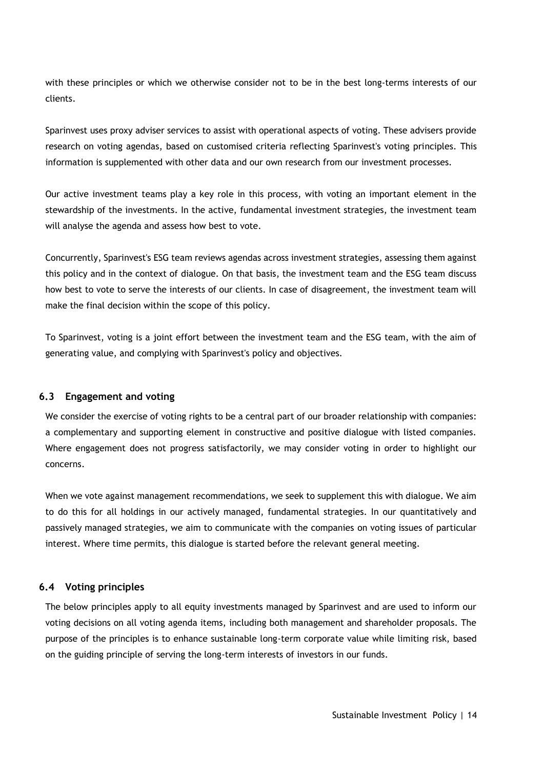with these principles or which we otherwise consider not to be in the best long-terms interests of our clients.

Sparinvest uses proxy adviser services to assist with operational aspects of voting. These advisers provide research on voting agendas, based on customised criteria reflecting Sparinvest's voting principles. This information is supplemented with other data and our own research from our investment processes.

Our active investment teams play a key role in this process, with voting an important element in the stewardship of the investments. In the active, fundamental investment strategies, the investment team will analyse the agenda and assess how best to vote.

Concurrently, Sparinvest's ESG team reviews agendas across investment strategies, assessing them against this policy and in the context of dialogue. On that basis, the investment team and the ESG team discuss how best to vote to serve the interests of our clients. In case of disagreement, the investment team will make the final decision within the scope of this policy.

To Sparinvest, voting is a joint effort between the investment team and the ESG team, with the aim of generating value, and complying with Sparinvest's policy and objectives.

### 6.3 Engagement and voting

We consider the exercise of voting rights to be a central part of our broader relationship with companies: a complementary and supporting element in constructive and positive dialogue with listed companies. Where engagement does not progress satisfactorily, we may consider voting in order to highlight our concerns.

When we vote against management recommendations, we seek to supplement this with dialogue. We aim to do this for all holdings in our actively managed, fundamental strategies. In our quantitatively and passively managed strategies, we aim to communicate with the companies on voting issues of particular interest. Where time permits, this dialogue is started before the relevant general meeting.

### 6.4 Voting principles

The below principles apply to all equity investments managed by Sparinvest and are used to inform our voting decisions on all voting agenda items, including both management and shareholder proposals. The purpose of the principles is to enhance sustainable long-term corporate value while limiting risk, based on the guiding principle of serving the long-term interests of investors in our funds.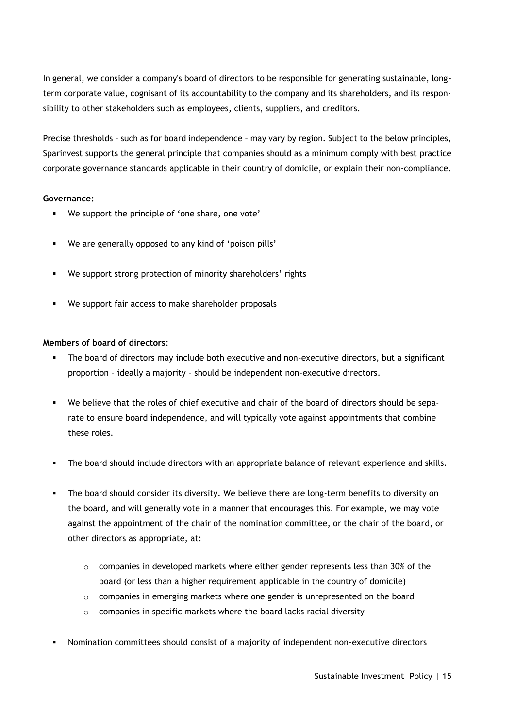In general, we consider a company's board of directors to be responsible for generating sustainable, long-term corporate value, cognisant of its accountability to the company and its shareholders, and its responsibility to other stakeholders such as employees, clients, suppliers, and creditors.

Precise thresholds – such as for board independence – may vary by region. Subject to the below principles, Sparinvest supports the general principle that companies should as a minimum comply with best practice corporate governance standards applicable in their country of domicile, or explain their non-compliance.

**Governance:**

- We support the principle of 'one share, one vote'
- We are generally opposed to any kind of 'poison pills'
- We support strong protection of minority shareholders' rights
- We support fair access to make shareholder proposals

**Members of board of directors**:

- The board of directors may include both executive and non-executive directors, but a significant proportion – ideally a majority – should be independent non-executive directors.
- We believe that the roles of chief executive and chair of the board of directors should be separate to ensure board independence, and will typically vote against appointments that combine these roles.
- The board should include directors with an appropriate balance of relevant experience and skills.
- The board should consider its diversity. We believe there are long-term benefits to diversity on the board, and will generally vote in a manner that encourages this. For example, we may vote against the appointment of the chair of the nomination committee, or the chair of the board, or other directors as appropriate, at:
    - companies in developed markets where either gender represents less than 30% of the board (or less than a higher requirement applicable in the country of domicile)
    - companies in emerging markets where one gender is unrepresented on the board
    - companies in specific markets where the board lacks racial diversity
- Nomination committees should consist of a majority of independent non-executive directors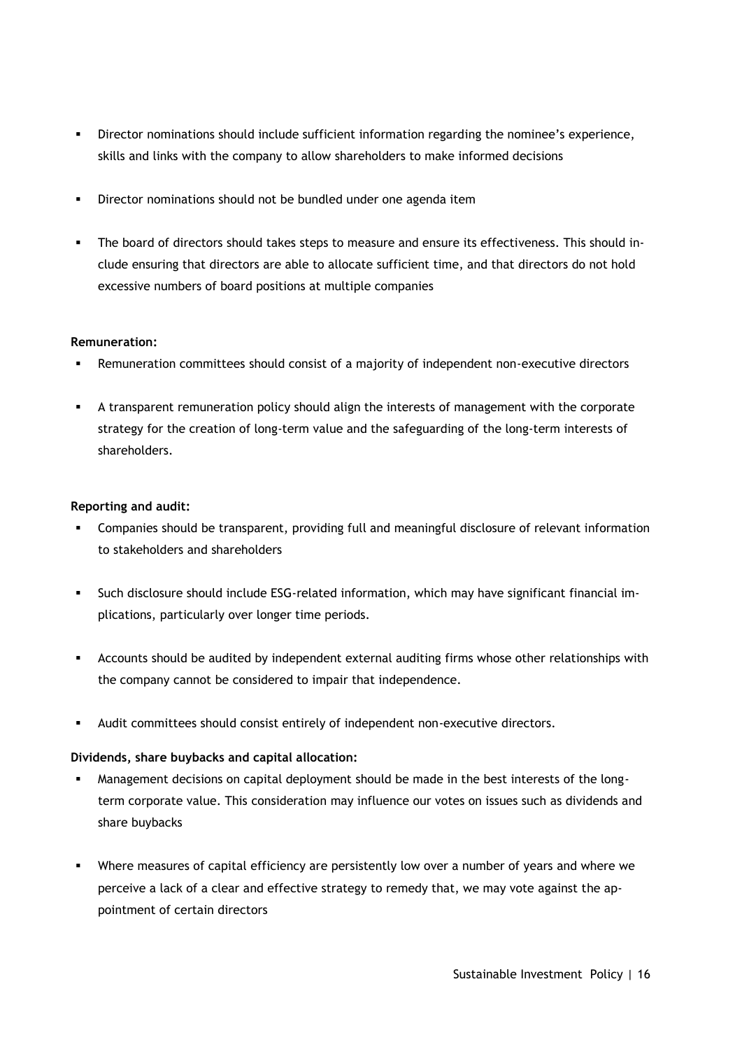- Director nominations should include sufficient information regarding the nominee's experience, skills and links with the company to allow shareholders to make informed decisions
- Director nominations should not be bundled under one agenda item
- The board of directors should takes steps to measure and ensure its effectiveness. This should include ensuring that directors are able to allocate sufficient time, and that directors do not hold excessive numbers of board positions at multiple companies

**Remuneration:**

- Remuneration committees should consist of a majority of independent non-executive directors
- A transparent remuneration policy should align the interests of management with the corporate strategy for the creation of long-term value and the safeguarding of the long-term interests of shareholders.

**Reporting and audit:**

- Companies should be transparent, providing full and meaningful disclosure of relevant information to stakeholders and shareholders
- Such disclosure should include ESG-related information, which may have significant financial implications, particularly over longer time periods.
- Accounts should be audited by independent external auditing firms whose other relationships with the company cannot be considered to impair that independence.
- Audit committees should consist entirely of independent non-executive directors.

**Dividends, share buybacks and capital allocation:**

- Management decisions on capital deployment should be made in the best interests of the long-term corporate value. This consideration may influence our votes on issues such as dividends and share buybacks
- Where measures of capital efficiency are persistently low over a number of years and where we perceive a lack of a clear and effective strategy to remedy that, we may vote against the appointment of certain directors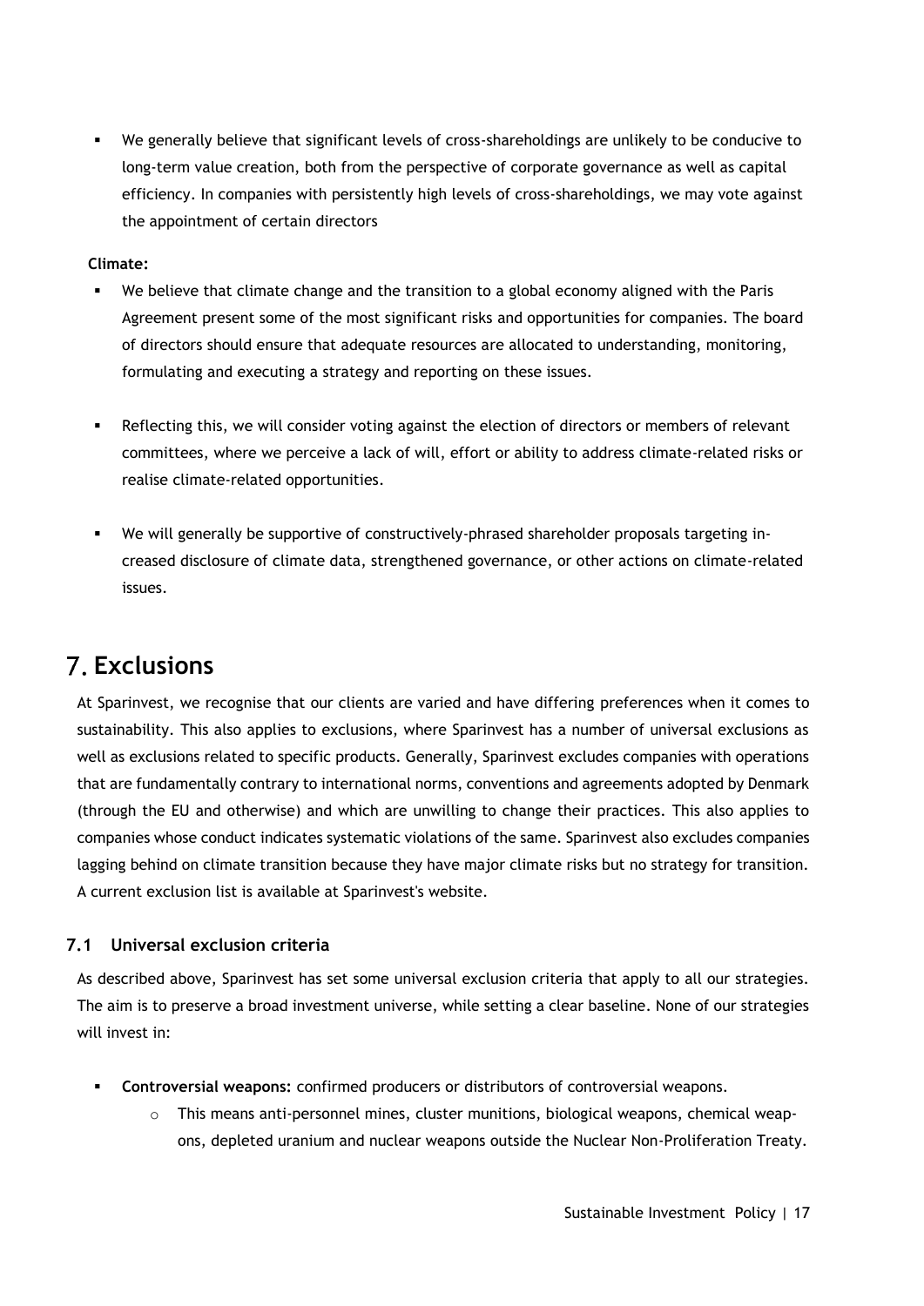- We generally believe that significant levels of cross-shareholdings are unlikely to be conducive to long-term value creation, both from the perspective of corporate governance as well as capital efficiency. In companies with persistently high levels of cross-shareholdings, we may vote against the appointment of certain directors

**Climate:**

- We believe that climate change and the transition to a global economy aligned with the Paris Agreement present some of the most significant risks and opportunities for companies. The board of directors should ensure that adequate resources are allocated to understanding, monitoring, formulating and executing a strategy and reporting on these issues.
- Reflecting this, we will consider voting against the election of directors or members of relevant committees, where we perceive a lack of will, effort or ability to address climate-related risks or realise climate-related opportunities.
- We will generally be supportive of constructively-phrased shareholder proposals targeting increased disclosure of climate data, strengthened governance, or other actions on climate-related issues.

# 7. Exclusions

At Sparinvest, we recognise that our clients are varied and have differing preferences when it comes to sustainability. This also applies to exclusions, where Sparinvest has a number of universal exclusions as well as exclusions related to specific products. Generally, Sparinvest excludes companies with operations that are fundamentally contrary to international norms, conventions and agreements adopted by Denmark (through the EU and otherwise) and which are unwilling to change their practices. This also applies to companies whose conduct indicates systematic violations of the same. Sparinvest also excludes companies lagging behind on climate transition because they have major climate risks but no strategy for transition. A current exclusion list is available at Sparinvest's website.

## 7.1 Universal exclusion criteria

As described above, Sparinvest has set some universal exclusion criteria that apply to all our strategies. The aim is to preserve a broad investment universe, while setting a clear baseline. None of our strategies will invest in:

- **Controversial weapons:** confirmed producers or distributors of controversial weapons.
  - This means anti-personnel mines, cluster munitions, biological weapons, chemical weapons, depleted uranium and nuclear weapons outside the Nuclear Non-Proliferation Treaty.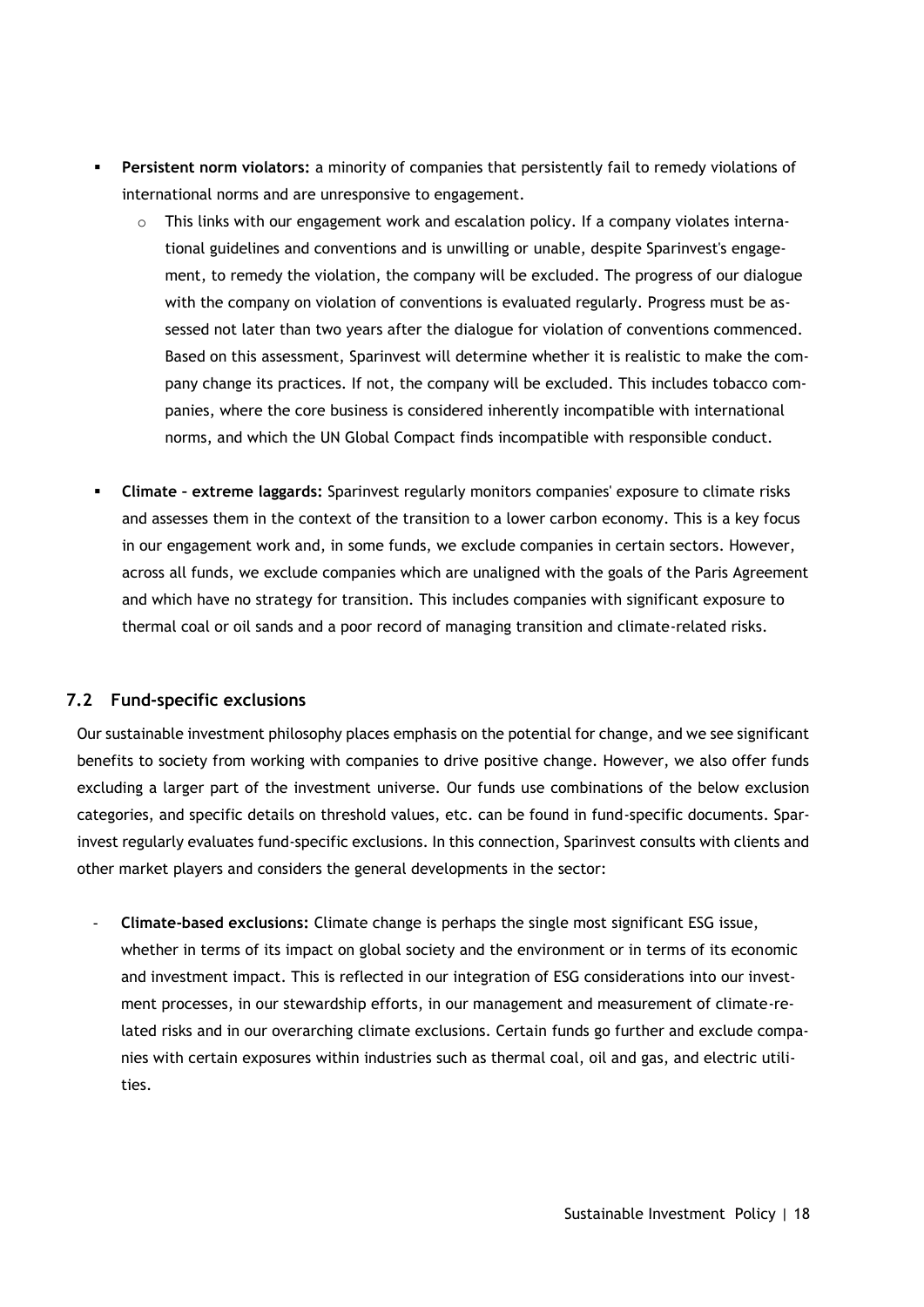- **Persistent norm violators:** a minority of companies that persistently fail to remedy violations of international norms and are unresponsive to engagement.
  - This links with our engagement work and escalation policy. If a company violates international guidelines and conventions and is unwilling or unable, despite Sparinvest's engagement, to remedy the violation, the company will be excluded. The progress of our dialogue with the company on violation of conventions is evaluated regularly. Progress must be assessed not later than two years after the dialogue for violation of conventions commenced. Based on this assessment, Sparinvest will determine whether it is realistic to make the company change its practices. If not, the company will be excluded. This includes tobacco companies, where the core business is considered inherently incompatible with international norms, and which the UN Global Compact finds incompatible with responsible conduct.

- **Climate – extreme laggards:** Sparinvest regularly monitors companies' exposure to climate risks and assesses them in the context of the transition to a lower carbon economy. This is a key focus in our engagement work and, in some funds, we exclude companies in certain sectors. However, across all funds, we exclude companies which are unaligned with the goals of the Paris Agreement and which have no strategy for transition. This includes companies with significant exposure to thermal coal or oil sands and a poor record of managing transition and climate-related risks.

## 7.2 Fund-specific exclusions

Our sustainable investment philosophy places emphasis on the potential for change, and we see significant benefits to society from working with companies to drive positive change. However, we also offer funds excluding a larger part of the investment universe. Our funds use combinations of the below exclusion categories, and specific details on threshold values, etc. can be found in fund-specific documents. Sparinvest regularly evaluates fund-specific exclusions. In this connection, Sparinvest consults with clients and other market players and considers the general developments in the sector:

- **Climate-based exclusions:** Climate change is perhaps the single most significant ESG issue, whether in terms of its impact on global society and the environment or in terms of its economic and investment impact. This is reflected in our integration of ESG considerations into our investment processes, in our stewardship efforts, in our management and measurement of climate-related risks and in our overarching climate exclusions. Certain funds go further and exclude companies with certain exposures within industries such as thermal coal, oil and gas, and electric utilities.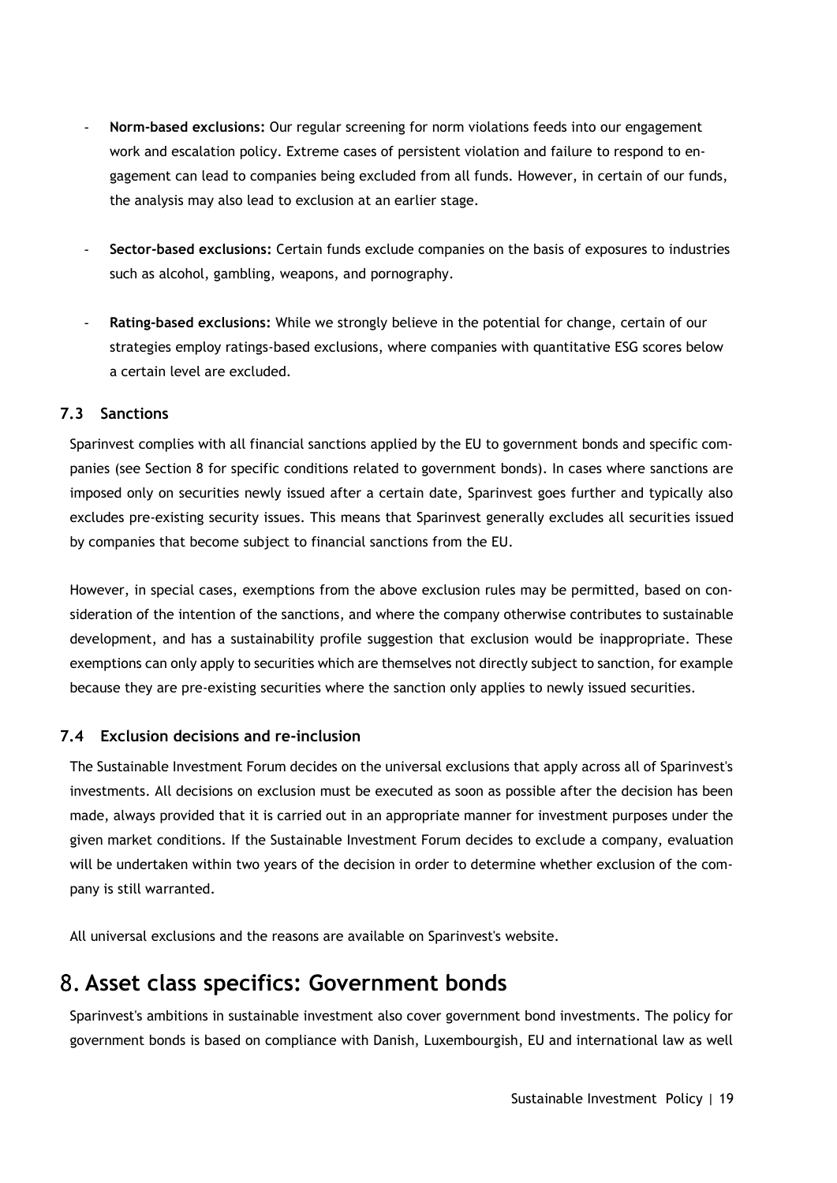- **Norm-based exclusions:** Our regular screening for norm violations feeds into our engagement work and escalation policy. Extreme cases of persistent violation and failure to respond to engagement can lead to companies being excluded from all funds. However, in certain of our funds, the analysis may also lead to exclusion at an earlier stage.

- **Sector-based exclusions:** Certain funds exclude companies on the basis of exposures to industries such as alcohol, gambling, weapons, and pornography.

- **Rating-based exclusions:** While we strongly believe in the potential for change, certain of our strategies employ ratings-based exclusions, where companies with quantitative ESG scores below a certain level are excluded.

### 7.3 Sanctions

Sparinvest complies with all financial sanctions applied by the EU to government bonds and specific companies (see Section 8 for specific conditions related to government bonds). In cases where sanctions are imposed only on securities newly issued after a certain date, Sparinvest goes further and typically also excludes pre-existing security issues. This means that Sparinvest generally excludes all securities issued by companies that become subject to financial sanctions from the EU.

However, in special cases, exemptions from the above exclusion rules may be permitted, based on consideration of the intention of the sanctions, and where the company otherwise contributes to sustainable development, and has a sustainability profile suggestion that exclusion would be inappropriate. These exemptions can only apply to securities which are themselves not directly subject to sanction, for example because they are pre-existing securities where the sanction only applies to newly issued securities.

### 7.4 Exclusion decisions and re-inclusion

The Sustainable Investment Forum decides on the universal exclusions that apply across all of Sparinvest's investments. All decisions on exclusion must be executed as soon as possible after the decision has been made, always provided that it is carried out in an appropriate manner for investment purposes under the given market conditions. If the Sustainable Investment Forum decides to exclude a company, evaluation will be undertaken within two years of the decision in order to determine whether exclusion of the company is still warranted.

All universal exclusions and the reasons are available on Sparinvest's website.

## 8. Asset class specifics: Government bonds

Sparinvest's ambitions in sustainable investment also cover government bond investments. The policy for government bonds is based on compliance with Danish, Luxembourgish, EU and international law as well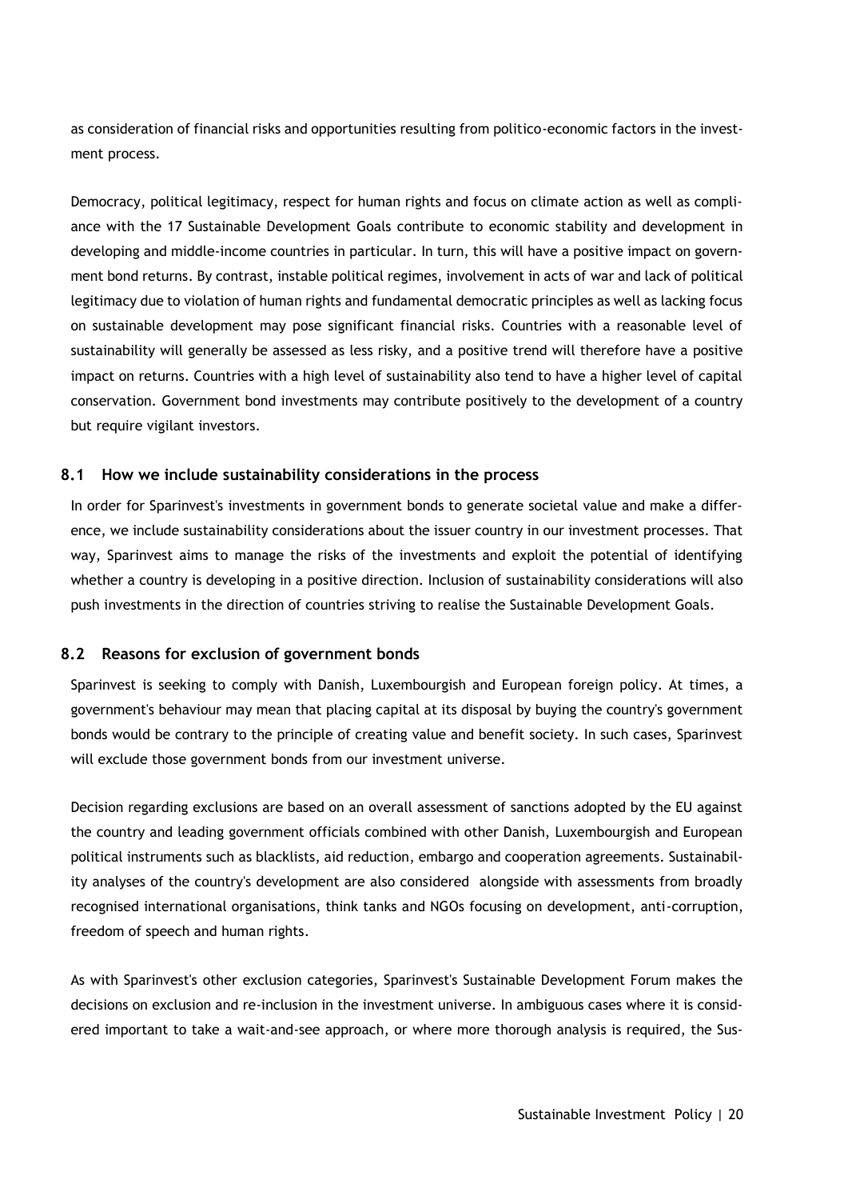as consideration of financial risks and opportunities resulting from politico-economic factors in the investment process.

Democracy, political legitimacy, respect for human rights and focus on climate action as well as compliance with the 17 Sustainable Development Goals contribute to economic stability and development in developing and middle-income countries in particular. In turn, this will have a positive impact on government bond returns. By contrast, instable political regimes, involvement in acts of war and lack of political legitimacy due to violation of human rights and fundamental democratic principles as well as lacking focus on sustainable development may pose significant financial risks. Countries with a reasonable level of sustainability will generally be assessed as less risky, and a positive trend will therefore have a positive impact on returns. Countries with a high level of sustainability also tend to have a higher level of capital conservation. Government bond investments may contribute positively to the development of a country but require vigilant investors.

## 8.1 How we include sustainability considerations in the process

In order for Sparinvest's investments in government bonds to generate societal value and make a difference, we include sustainability considerations about the issuer country in our investment processes. That way, Sparinvest aims to manage the risks of the investments and exploit the potential of identifying whether a country is developing in a positive direction. Inclusion of sustainability considerations will also push investments in the direction of countries striving to realise the Sustainable Development Goals.

## 8.2 Reasons for exclusion of government bonds

Sparinvest is seeking to comply with Danish, Luxembourgish and European foreign policy. At times, a government's behaviour may mean that placing capital at its disposal by buying the country's government bonds would be contrary to the principle of creating value and benefit society. In such cases, Sparinvest will exclude those government bonds from our investment universe.

Decision regarding exclusions are based on an overall assessment of sanctions adopted by the EU against the country and leading government officials combined with other Danish, Luxembourgish and European political instruments such as blacklists, aid reduction, embargo and cooperation agreements. Sustainability analyses of the country's development are also considered alongside with assessments from broadly recognised international organisations, think tanks and NGOs focusing on development, anti-corruption, freedom of speech and human rights.

As with Sparinvest's other exclusion categories, Sparinvest's Sustainable Development Forum makes the decisions on exclusion and re-inclusion in the investment universe. In ambiguous cases where it is considered important to take a wait-and-see approach, or where more thorough analysis is required, the Sus-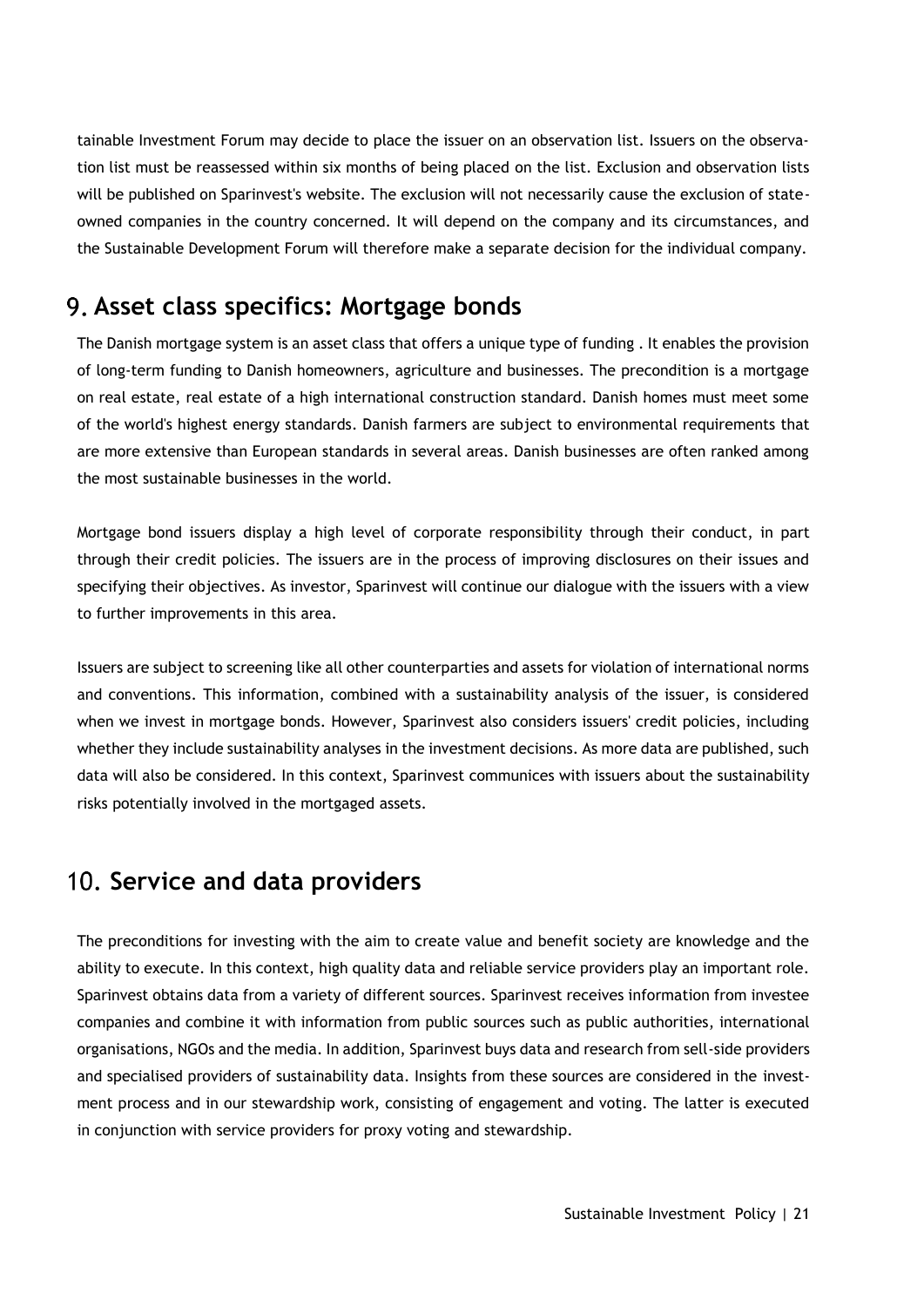tainable Investment Forum may decide to place the issuer on an observation list. Issuers on the observation list must be reassessed within six months of being placed on the list. Exclusion and observation lists will be published on Sparinvest's website. The exclusion will not necessarily cause the exclusion of state-owned companies in the country concerned. It will depend on the company and its circumstances, and the Sustainable Development Forum will therefore make a separate decision for the individual company.

## 9. Asset class specifics: Mortgage bonds

The Danish mortgage system is an asset class that offers a unique type of funding . It enables the provision of long-term funding to Danish homeowners, agriculture and businesses. The precondition is a mortgage on real estate, real estate of a high international construction standard. Danish homes must meet some of the world's highest energy standards. Danish farmers are subject to environmental requirements that are more extensive than European standards in several areas. Danish businesses are often ranked among the most sustainable businesses in the world.

Mortgage bond issuers display a high level of corporate responsibility through their conduct, in part through their credit policies. The issuers are in the process of improving disclosures on their issues and specifying their objectives. As investor, Sparinvest will continue our dialogue with the issuers with a view to further improvements in this area.

Issuers are subject to screening like all other counterparties and assets for violation of international norms and conventions. This information, combined with a sustainability analysis of the issuer, is considered when we invest in mortgage bonds. However, Sparinvest also considers issuers' credit policies, including whether they include sustainability analyses in the investment decisions. As more data are published, such data will also be considered. In this context, Sparinvest communices with issuers about the sustainability risks potentially involved in the mortgaged assets.

## 10. Service and data providers

The preconditions for investing with the aim to create value and benefit society are knowledge and the ability to execute. In this context, high quality data and reliable service providers play an important role. Sparinvest obtains data from a variety of different sources. Sparinvest receives information from investee companies and combine it with information from public sources such as public authorities, international organisations, NGOs and the media. In addition, Sparinvest buys data and research from sell-side providers and specialised providers of sustainability data. Insights from these sources are considered in the investment process and in our stewardship work, consisting of engagement and voting. The latter is executed in conjunction with service providers for proxy voting and stewardship.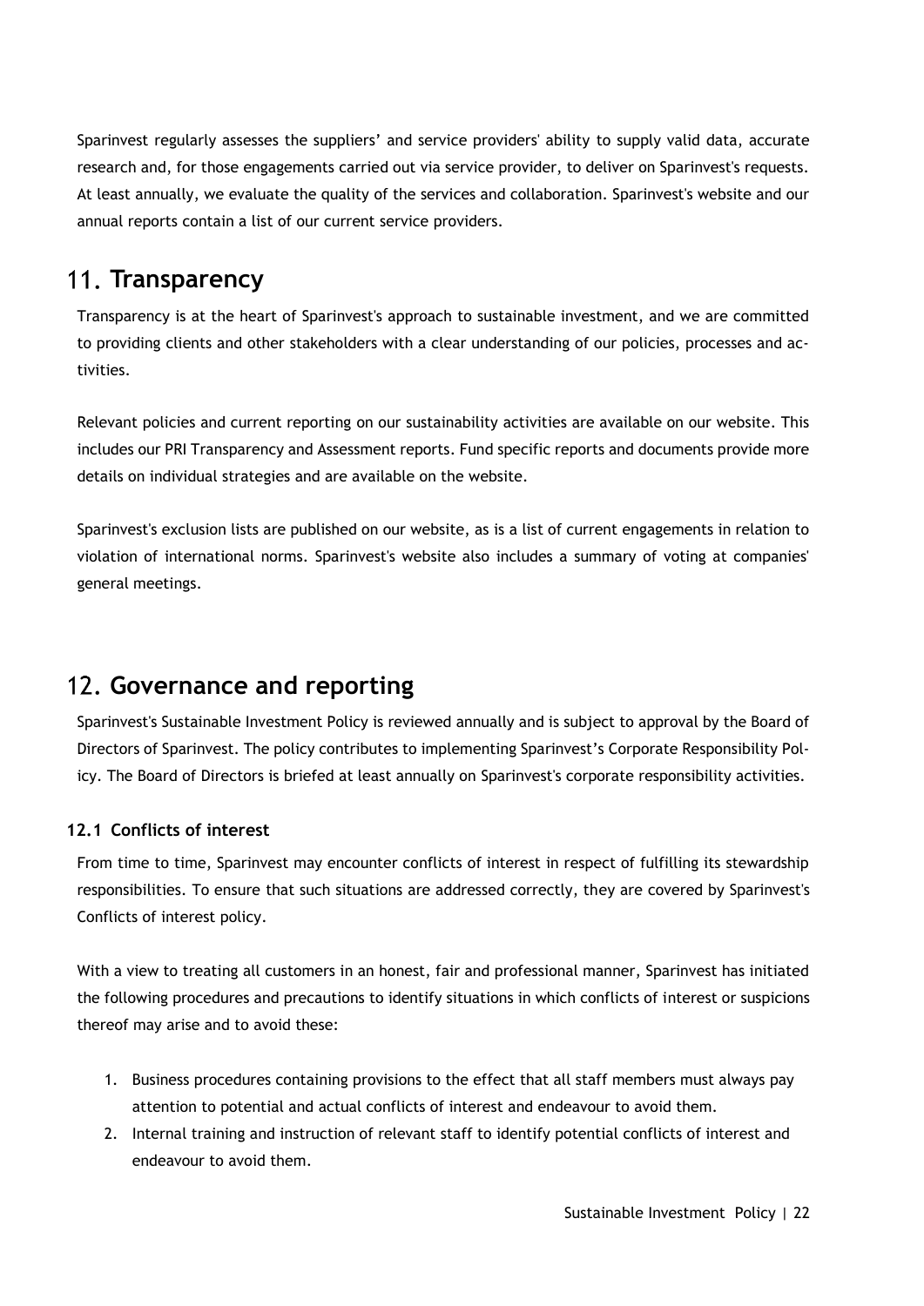Sparinvest regularly assesses the suppliers' and service providers' ability to supply valid data, accurate research and, for those engagements carried out via service provider, to deliver on Sparinvest's requests. At least annually, we evaluate the quality of the services and collaboration. Sparinvest's website and our annual reports contain a list of our current service providers.

# 11. Transparency

Transparency is at the heart of Sparinvest's approach to sustainable investment, and we are committed to providing clients and other stakeholders with a clear understanding of our policies, processes and activities.

Relevant policies and current reporting on our sustainability activities are available on our website. This includes our PRI Transparency and Assessment reports. Fund specific reports and documents provide more details on individual strategies and are available on the website.

Sparinvest's exclusion lists are published on our website, as is a list of current engagements in relation to violation of international norms. Sparinvest's website also includes a summary of voting at companies' general meetings.

# 12. Governance and reporting

Sparinvest's Sustainable Investment Policy is reviewed annually and is subject to approval by the Board of Directors of Sparinvest. The policy contributes to implementing Sparinvest's Corporate Responsibility Policy. The Board of Directors is briefed at least annually on Sparinvest's corporate responsibility activities.

## 12.1 Conflicts of interest

From time to time, Sparinvest may encounter conflicts of interest in respect of fulfilling its stewardship responsibilities. To ensure that such situations are addressed correctly, they are covered by Sparinvest's Conflicts of interest policy.

With a view to treating all customers in an honest, fair and professional manner, Sparinvest has initiated the following procedures and precautions to identify situations in which conflicts of interest or suspicions thereof may arise and to avoid these:

1. Business procedures containing provisions to the effect that all staff members must always pay attention to potential and actual conflicts of interest and endeavour to avoid them.
2. Internal training and instruction of relevant staff to identify potential conflicts of interest and endeavour to avoid them.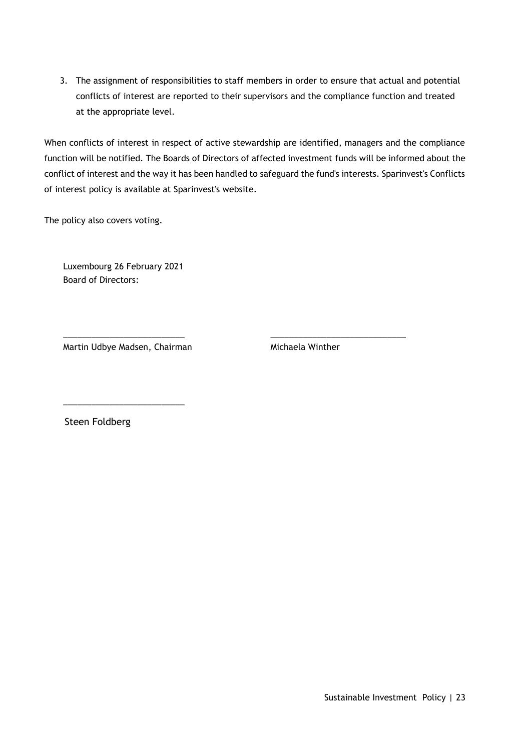3. The assignment of responsibilities to staff members in order to ensure that actual and potential conflicts of interest are reported to their supervisors and the compliance function and treated at the appropriate level.

When conflicts of interest in respect of active stewardship are identified, managers and the compliance function will be notified. The Boards of Directors of affected investment funds will be informed about the conflict of interest and the way it has been handled to safeguard the fund's interests. Sparinvest's Conflicts of interest policy is available at Sparinvest's website.

The policy also covers voting.

Luxembourg 26 February 2021
Board of Directors:

_________________________

Martin Udbye Madsen, Chairman

_________________________

Michaela Winther

_________________________

Steen Foldberg